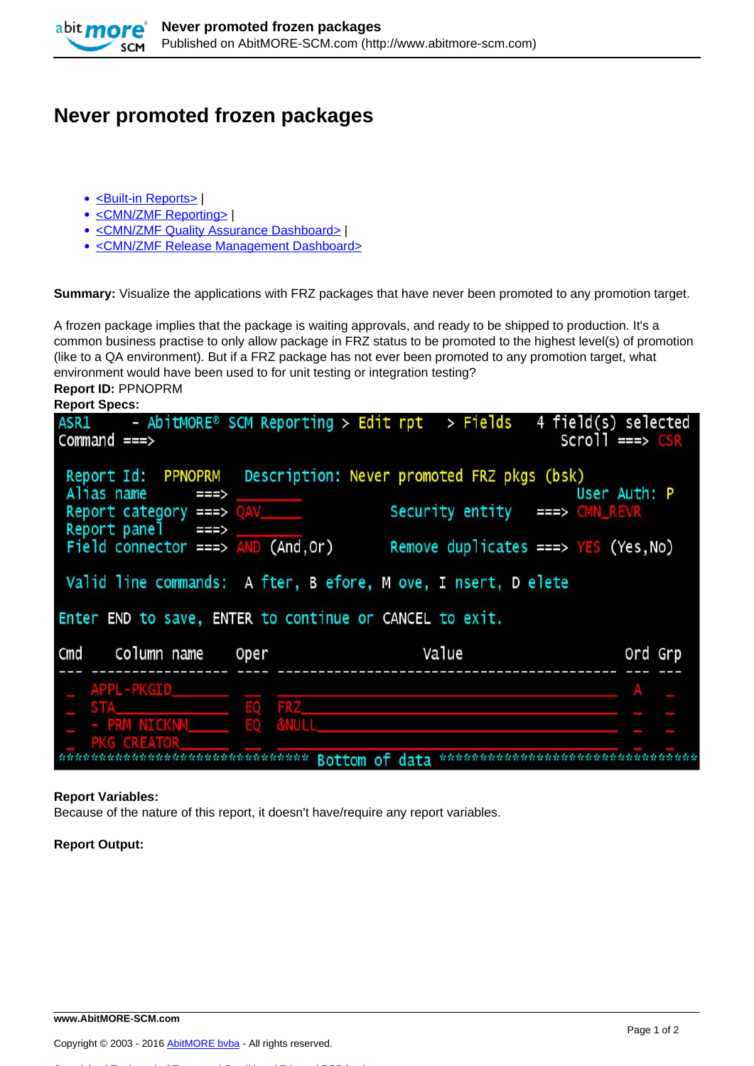# Never promoted frozen packages

- <Built-in Reports> |
- <CMN/ZMF Reporting> |
- <CMN/ZMF Quality Assurance Dashboard> |
- <CMN/ZMF Release Management Dashboard>

**Summary:** Visualize the applications with FRZ packages that have never been promoted to any promotion target.

A frozen package implies that the package is waiting approvals, and ready to be shipped to production. It's a common business practise to only allow package in FRZ status to be promoted to the highest level(s) of promotion (like to a QA environment). But if a FRZ package has not ever been promoted to any promotion target, what environment would have been used to for unit testing or integration testing?

**Report ID:** PPNOPRM

**Report Specs:**

```
ASR1       - AbitMORE® SCM Reporting > Edit rpt   > Fields   4 field(s) selected
Command ===>                                                  Scroll ===> CSR

 Report Id:  PPNOPRM   Description: Never promoted FRZ pkgs (bsk)
 Alias name       ===> ________                               User Auth: P
 Report category  ===> QAV_____            Security entity   ===> CMN_REVR
 Report panel     ===> ________
 Field connector  ===> AND (And,Or)        Remove duplicates ===> YES (Yes,No)

 Valid line commands:  A fter, B efore, M ove, I nsert, D elete

Enter END to save, ENTER to continue or CANCEL to exit.

Cmd    Column name     Oper                  Value                    Ord Grp
--- ---------------- ---- ---------------------------------------- --- ---
 _   APPL-PKGID_______ __  ________________________________________  A   _
 _   STA______________ EQ  FRZ_____________________________________  _   _
 _   - PRM NICKNM_____ EQ  &NULL___________________________________  _   _
 _   PKG CREATOR______ __  ________________________________________  _   _
******************************* Bottom of data ********************************
```

**Report Variables:**

Because of the nature of this report, it doesn't have/require any report variables.

**Report Output:**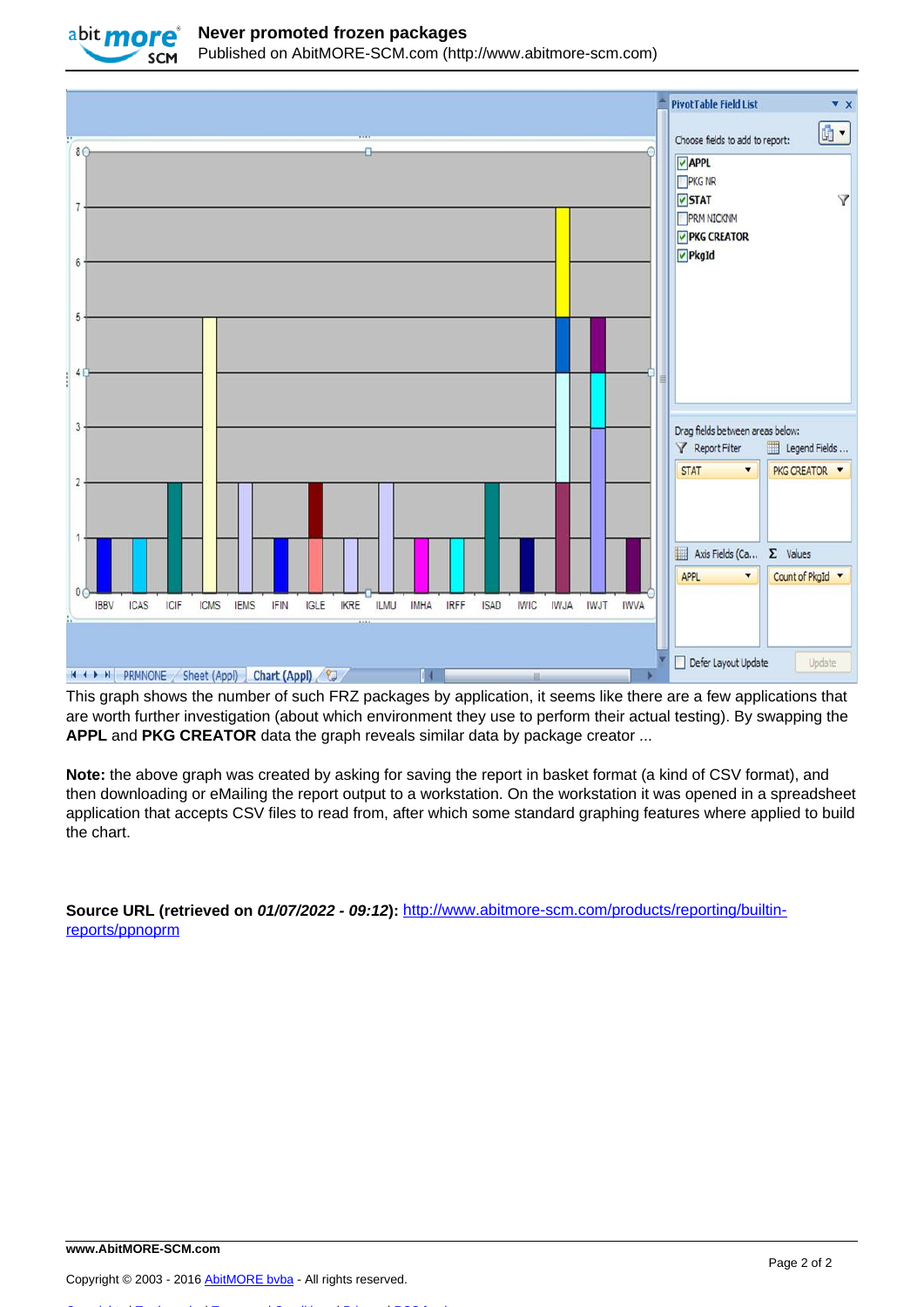This graph shows the number of such FRZ packages by application, it seems like there are a few applications that are worth further investigation (about which environment they use to perform their actual testing). By swapping the **APPL** and **PKG CREATOR** data the graph reveals similar data by package creator ...

**Note:** the above graph was created by asking for saving the report in basket format (a kind of CSV format), and then downloading or eMailing the report output to a workstation. On the workstation it was opened in a spreadsheet application that accepts CSV files to read from, after which some standard graphing features where applied to build the chart.

**Source URL (retrieved on *01/07/2022 - 09:12*):** [http://www.abitmore-scm.com/products/reporting/builtin-reports/ppnoprm](http://www.abitmore-scm.com/products/reporting/builtin-reports/ppnoprm)